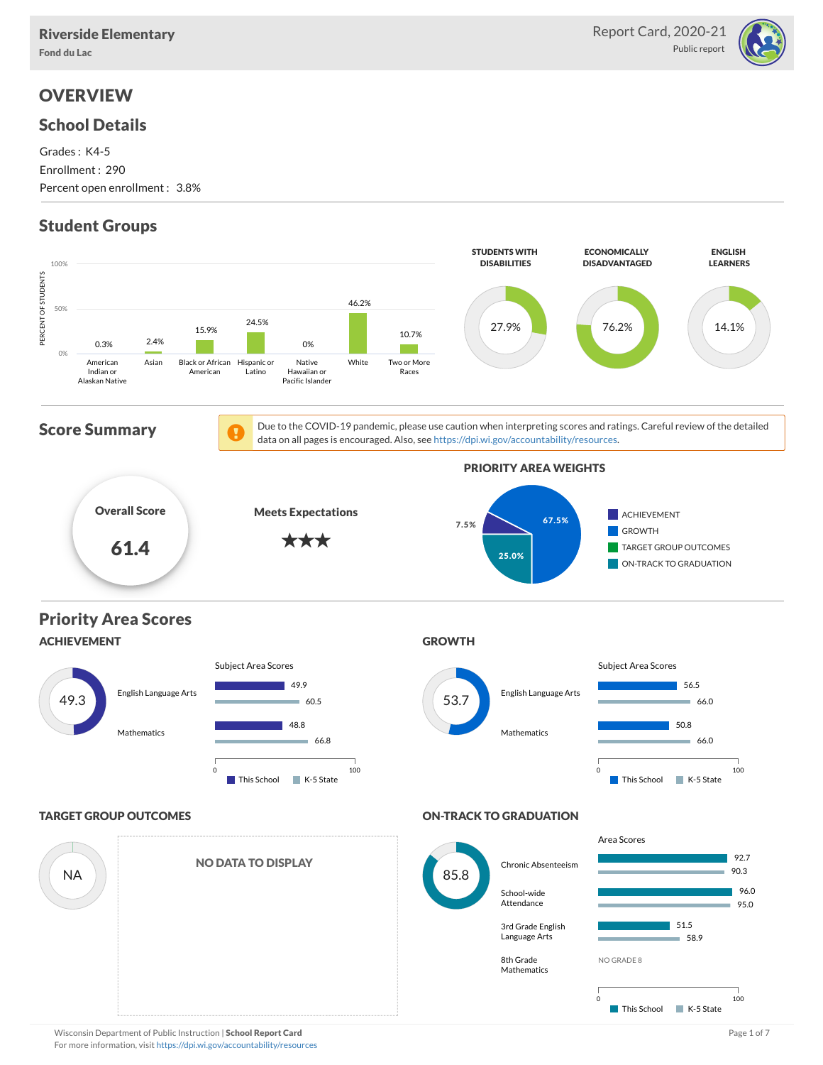**Riverside Elementary**
Fond du Lac

Report Card, 2020-21
Public report

# OVERVIEW

## School Details

Grades : K4-5
Enrollment : 290
Percent open enrollment : 3.8%

## Student Groups

| Group | Percent of Students |
|---|---|
| American Indian or Alaskan Native | 0.3% |
| Asian | 2.4% |
| Black or African American | 15.9% |
| Hispanic or Latino | 24.5% |
| Native Hawaiian or Pacific Islander | 0% |
| White | 46.2% |
| Two or More Races | 10.7% |

| STUDENTS WITH DISABILITIES | ECONOMICALLY DISADVANTAGED | ENGLISH LEARNERS |
|---|---|---|
| 27.9% | 76.2% | 14.1% |

## Score Summary

Due to the COVID-19 pandemic, please use caution when interpreting scores and ratings. Careful review of the detailed data on all pages is encouraged. Also, see https://dpi.wi.gov/accountability/resources.

**Overall Score**: 61.4

**Meets Expectations** ★★★

### PRIORITY AREA WEIGHTS

| Priority Area | Weight |
|---|---|
| ACHIEVEMENT | 7.5% |
| GROWTH | 67.5% |
| TARGET GROUP OUTCOMES | |
| ON-TRACK TO GRADUATION | 25.0% |

## Priority Area Scores

### ACHIEVEMENT

Score: 49.3

| Subject Area Scores | This School | K-5 State |
|---|---|---|
| English Language Arts | 49.9 | 60.5 |
| Mathematics | 48.8 | 66.8 |

### GROWTH

Score: 53.7

| Subject Area Scores | This School | K-5 State |
|---|---|---|
| English Language Arts | 56.5 | 66.0 |
| Mathematics | 50.8 | 66.0 |

### TARGET GROUP OUTCOMES

Score: NA

NO DATA TO DISPLAY

### ON-TRACK TO GRADUATION

Score: 85.8

| Area Scores | This School | K-5 State |
|---|---|---|
| Chronic Absenteeism | 92.7 | 90.3 |
| School-wide Attendance | 96.0 | 95.0 |
| 3rd Grade English Language Arts | 51.5 | 58.9 |
| 8th Grade Mathematics | NO GRADE 8 | |

Wisconsin Department of Public Instruction | **School Report Card**
For more information, visit https://dpi.wi.gov/accountability/resources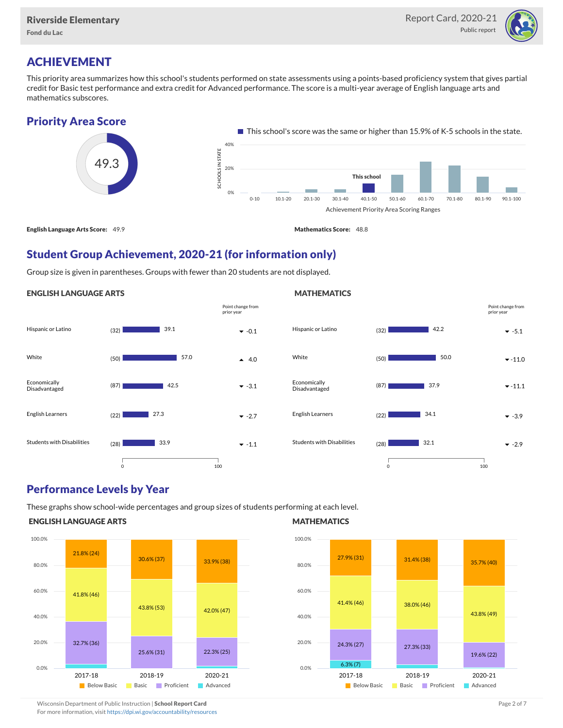# ACHIEVEMENT

This priority area summarizes how this school's students performed on state assessments using a points-based proficiency system that gives partial credit for Basic test performance and extra credit for Advanced performance. The score is a multi-year average of English language arts and mathematics subscores.

## Priority Area Score

49.3

This school's score was the same or higher than 15.9% of K-5 schools in the state.

**English Language Arts Score:** 49.9

**Mathematics Score:** 48.8

## Student Group Achievement, 2020-21 (for information only)

Group size is given in parentheses. Groups with fewer than 20 students are not displayed.

### ENGLISH LANGUAGE ARTS

| Group | Size | Score | Point change from prior year |
|---|---|---|---|
| Hispanic or Latino | (32) | 39.1 | -0.1 |
| White | (50) | 57.0 | 4.0 |
| Economically Disadvantaged | (87) | 42.5 | -3.1 |
| English Learners | (22) | 27.3 | -2.7 |
| Students with Disabilities | (28) | 33.9 | -1.1 |

### MATHEMATICS

| Group | Size | Score | Point change from prior year |
|---|---|---|---|
| Hispanic or Latino | (32) | 42.2 | -5.1 |
| White | (50) | 50.0 | -11.0 |
| Economically Disadvantaged | (87) | 37.9 | -11.1 |
| English Learners | (22) | 34.1 | -3.9 |
| Students with Disabilities | (28) | 32.1 | -2.9 |

## Performance Levels by Year

These graphs show school-wide percentages and group sizes of students performing at each level.

### ENGLISH LANGUAGE ARTS

| Level | 2017-18 | 2018-19 | 2020-21 |
|---|---|---|---|
| Below Basic | 21.8% (24) | 30.6% (37) | 33.9% (38) |
| Basic | 41.8% (46) | 43.8% (53) | 42.0% (47) |
| Proficient | 32.7% (36) | 25.6% (31) | 22.3% (25) |
| Advanced | | | |

### MATHEMATICS

| Level | 2017-18 | 2018-19 | 2020-21 |
|---|---|---|---|
| Below Basic | 27.9% (31) | 31.4% (38) | 35.7% (40) |
| Basic | 41.4% (46) | 38.0% (46) | 43.8% (49) |
| Proficient | 24.3% (27) | 27.3% (33) | 19.6% (22) |
| Advanced | 6.3% (7) | | |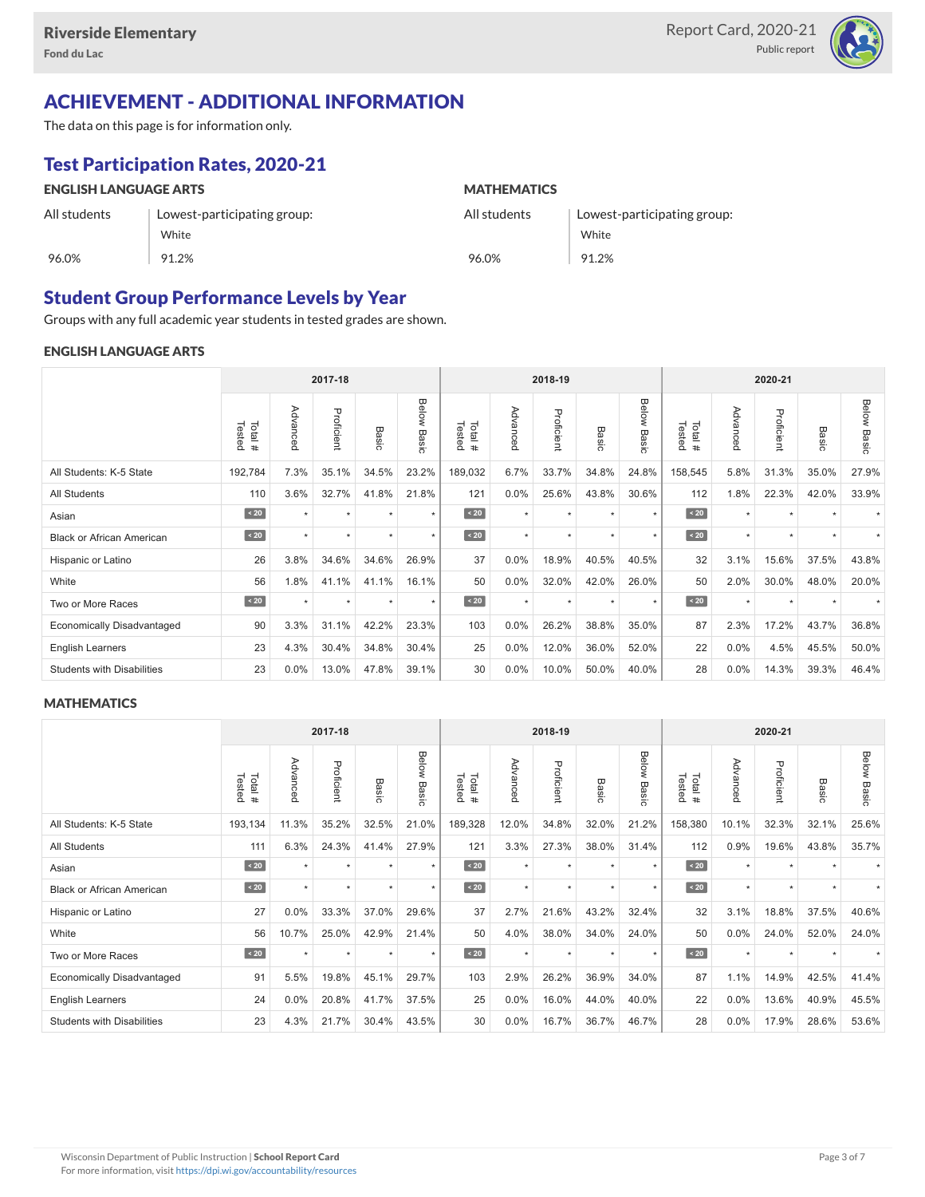## ACHIEVEMENT - ADDITIONAL INFORMATION

The data on this page is for information only.

### Test Participation Rates, 2020-21

| ENGLISH LANGUAGE ARTS | | MATHEMATICS | |
|---|---|---|---|
| All students | Lowest-participating group: White | All students | Lowest-participating group: White |
| 96.0% | 91.2% | 96.0% | 91.2% |

### Student Group Performance Levels by Year

Groups with any full academic year students in tested grades are shown.

#### ENGLISH LANGUAGE ARTS

| | 2017-18 | | | | | 2018-19 | | | | | 2020-21 | | | | |
|---|---|---|---|---|---|---|---|---|---|---|---|---|---|---|---|
| | Total # Tested | Advanced | Proficient | Basic | Below Basic | Total # Tested | Advanced | Proficient | Basic | Below Basic | Total # Tested | Advanced | Proficient | Basic | Below Basic |
| All Students: K-5 State | 192,784 | 7.3% | 35.1% | 34.5% | 23.2% | 189,032 | 6.7% | 33.7% | 34.8% | 24.8% | 158,545 | 5.8% | 31.3% | 35.0% | 27.9% |
| All Students | 110 | 3.6% | 32.7% | 41.8% | 21.8% | 121 | 0.0% | 25.6% | 43.8% | 30.6% | 112 | 1.8% | 22.3% | 42.0% | 33.9% |
| Asian | < 20 | * | * | * | * | < 20 | * | * | * | * | < 20 | * | * | * | * |
| Black or African American | < 20 | * | * | * | * | < 20 | * | * | * | * | < 20 | * | * | * | * |
| Hispanic or Latino | 26 | 3.8% | 34.6% | 34.6% | 26.9% | 37 | 0.0% | 18.9% | 40.5% | 40.5% | 32 | 3.1% | 15.6% | 37.5% | 43.8% |
| White | 56 | 1.8% | 41.1% | 41.1% | 16.1% | 50 | 0.0% | 32.0% | 42.0% | 26.0% | 50 | 2.0% | 30.0% | 48.0% | 20.0% |
| Two or More Races | < 20 | * | * | * | * | < 20 | * | * | * | * | < 20 | * | * | * | * |
| Economically Disadvantaged | 90 | 3.3% | 31.1% | 42.2% | 23.3% | 103 | 0.0% | 26.2% | 38.8% | 35.0% | 87 | 2.3% | 17.2% | 43.7% | 36.8% |
| English Learners | 23 | 4.3% | 30.4% | 34.8% | 30.4% | 25 | 0.0% | 12.0% | 36.0% | 52.0% | 22 | 0.0% | 4.5% | 45.5% | 50.0% |
| Students with Disabilities | 23 | 0.0% | 13.0% | 47.8% | 39.1% | 30 | 0.0% | 10.0% | 50.0% | 40.0% | 28 | 0.0% | 14.3% | 39.3% | 46.4% |

#### MATHEMATICS

| | 2017-18 | | | | | 2018-19 | | | | | 2020-21 | | | | |
|---|---|---|---|---|---|---|---|---|---|---|---|---|---|---|---|
| | Total # Tested | Advanced | Proficient | Basic | Below Basic | Total # Tested | Advanced | Proficient | Basic | Below Basic | Total # Tested | Advanced | Proficient | Basic | Below Basic |
| All Students: K-5 State | 193,134 | 11.3% | 35.2% | 32.5% | 21.0% | 189,328 | 12.0% | 34.8% | 32.0% | 21.2% | 158,380 | 10.1% | 32.3% | 32.1% | 25.6% |
| All Students | 111 | 6.3% | 24.3% | 41.4% | 27.9% | 121 | 3.3% | 27.3% | 38.0% | 31.4% | 112 | 0.9% | 19.6% | 43.8% | 35.7% |
| Asian | < 20 | * | * | * | * | < 20 | * | * | * | * | < 20 | * | * | * | * |
| Black or African American | < 20 | * | * | * | * | < 20 | * | * | * | * | < 20 | * | * | * | * |
| Hispanic or Latino | 27 | 0.0% | 33.3% | 37.0% | 29.6% | 37 | 2.7% | 21.6% | 43.2% | 32.4% | 32 | 3.1% | 18.8% | 37.5% | 40.6% |
| White | 56 | 10.7% | 25.0% | 42.9% | 21.4% | 50 | 4.0% | 38.0% | 34.0% | 24.0% | 50 | 0.0% | 24.0% | 52.0% | 24.0% |
| Two or More Races | < 20 | * | * | * | * | < 20 | * | * | * | * | < 20 | * | * | * | * |
| Economically Disadvantaged | 91 | 5.5% | 19.8% | 45.1% | 29.7% | 103 | 2.9% | 26.2% | 36.9% | 34.0% | 87 | 1.1% | 14.9% | 42.5% | 41.4% |
| English Learners | 24 | 0.0% | 20.8% | 41.7% | 37.5% | 25 | 0.0% | 16.0% | 44.0% | 40.0% | 22 | 0.0% | 13.6% | 40.9% | 45.5% |
| Students with Disabilities | 23 | 4.3% | 21.7% | 30.4% | 43.5% | 30 | 0.0% | 16.7% | 36.7% | 46.7% | 28 | 0.0% | 17.9% | 28.6% | 53.6% |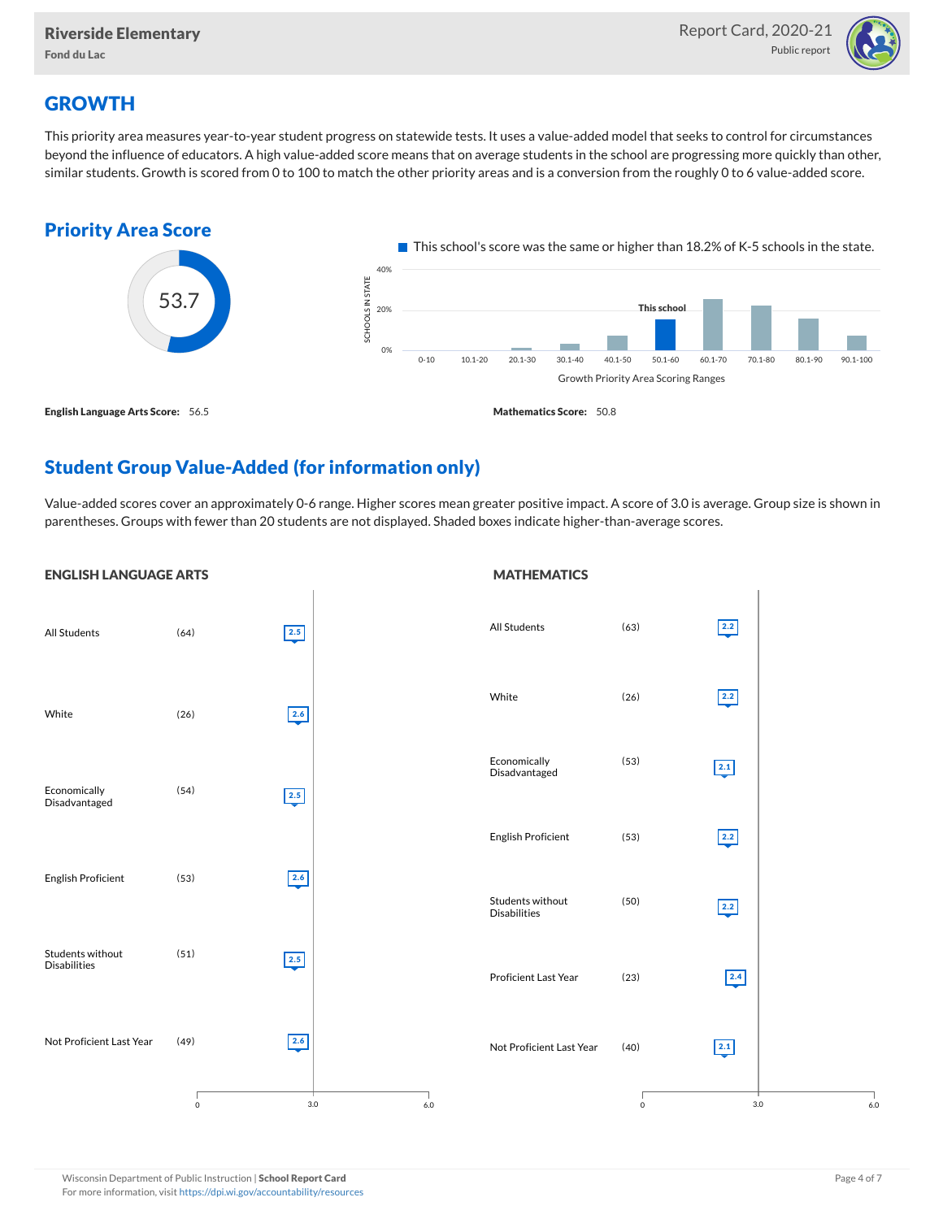Riverside Elementary
Fond du Lac

Report Card, 2020-21
Public report

# GROWTH

This priority area measures year-to-year student progress on statewide tests. It uses a value-added model that seeks to control for circumstances beyond the influence of educators. A high value-added score means that on average students in the school are progressing more quickly than other, similar students. Growth is scored from 0 to 100 to match the other priority areas and is a conversion from the roughly 0 to 6 value-added score.

## Priority Area Score

53.7

This school's score was the same or higher than 18.2% of K-5 schools in the state.

Growth Priority Area Scoring Ranges: 0-10, 10.1-20, 20.1-30, 30.1-40, 40.1-50, 50.1-60 (This school), 60.1-70, 70.1-80, 80.1-90, 90.1-100

**English Language Arts Score:** 56.5

**Mathematics Score:** 50.8

## Student Group Value-Added (for information only)

Value-added scores cover an approximately 0-6 range. Higher scores mean greater positive impact. A score of 3.0 is average. Group size is shown in parentheses. Groups with fewer than 20 students are not displayed. Shaded boxes indicate higher-than-average scores.

### ENGLISH LANGUAGE ARTS

| Group | Size | Score |
| --- | --- | --- |
| All Students | (64) | 2.5 |
| White | (26) | 2.6 |
| Economically Disadvantaged | (54) | 2.5 |
| English Proficient | (53) | 2.6 |
| Students without Disabilities | (51) | 2.5 |
| Not Proficient Last Year | (49) | 2.6 |

### MATHEMATICS

| Group | Size | Score |
| --- | --- | --- |
| All Students | (63) | 2.2 |
| White | (26) | 2.2 |
| Economically Disadvantaged | (53) | 2.1 |
| English Proficient | (53) | 2.2 |
| Students without Disabilities | (50) | 2.2 |
| Proficient Last Year | (23) | 2.4 |
| Not Proficient Last Year | (40) | 2.1 |

Wisconsin Department of Public Instruction | **School Report Card**
For more information, visit https://dpi.wi.gov/accountability/resources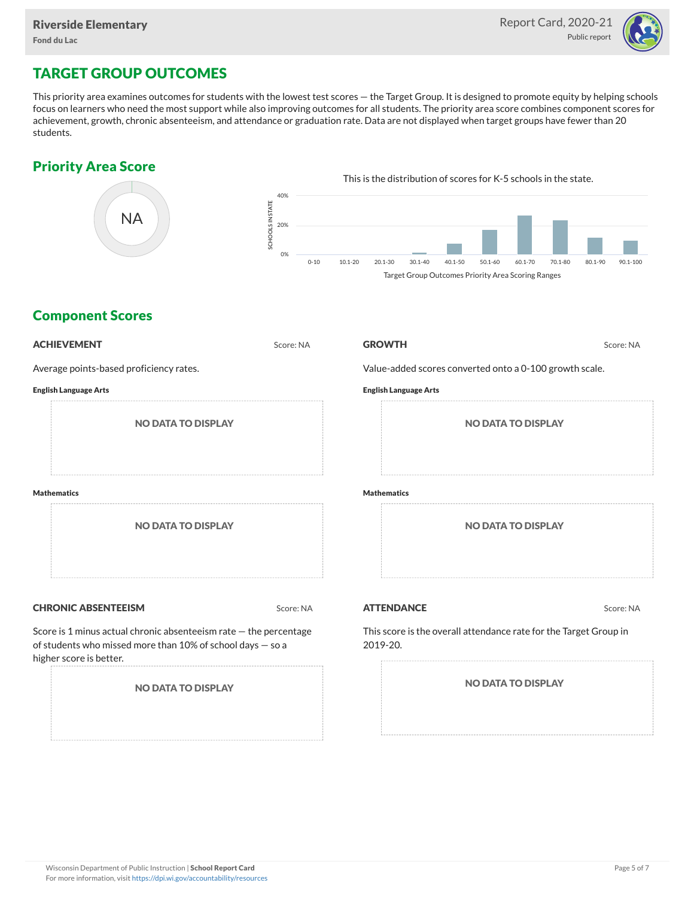# TARGET GROUP OUTCOMES

This priority area examines outcomes for students with the lowest test scores — the Target Group. It is designed to promote equity by helping schools focus on learners who need the most support while also improving outcomes for all students. The priority area score combines component scores for achievement, growth, chronic absenteeism, and attendance or graduation rate. Data are not displayed when target groups have fewer than 20 students.

## Priority Area Score

NA

This is the distribution of scores for K-5 schools in the state.

SCHOOLS IN STATE: 40%, 20%, 0%

0-10, 10.1-20, 20.1-30, 30.1-40, 40.1-50, 50.1-60, 60.1-70, 70.1-80, 80.1-90, 90.1-100

Target Group Outcomes Priority Area Scoring Ranges

## Component Scores

### ACHIEVEMENT

Score: NA

Average points-based proficiency rates.

**English Language Arts**

NO DATA TO DISPLAY

**Mathematics**

NO DATA TO DISPLAY

### GROWTH

Score: NA

Value-added scores converted onto a 0-100 growth scale.

**English Language Arts**

NO DATA TO DISPLAY

**Mathematics**

NO DATA TO DISPLAY

### CHRONIC ABSENTEEISM

Score: NA

Score is 1 minus actual chronic absenteeism rate — the percentage of students who missed more than 10% of school days — so a higher score is better.

NO DATA TO DISPLAY

### ATTENDANCE

Score: NA

This score is the overall attendance rate for the Target Group in 2019-20.

NO DATA TO DISPLAY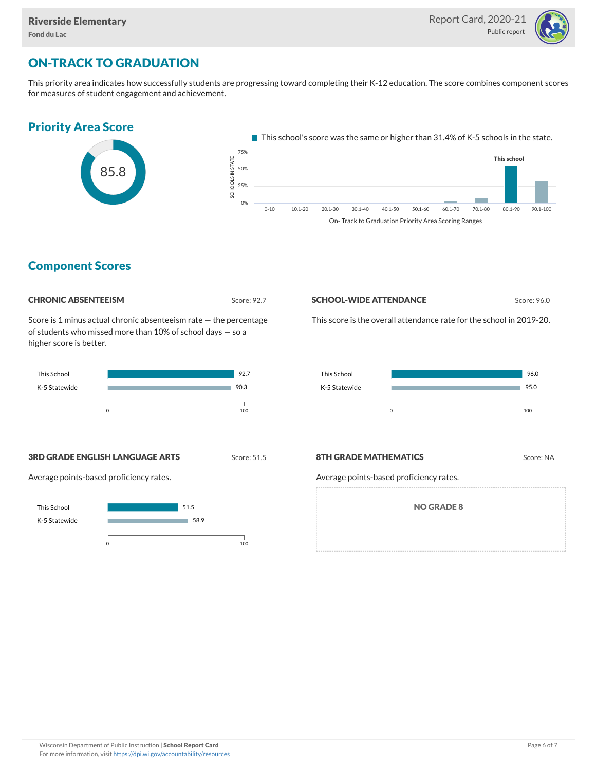# ON-TRACK TO GRADUATION

This priority area indicates how successfully students are progressing toward completing their K-12 education. The score combines component scores for measures of student engagement and achievement.

## Priority Area Score

85.8

This school's score was the same or higher than 31.4% of K-5 schools in the state.

## Component Scores

### CHRONIC ABSENTEEISM

Score: 92.7

Score is 1 minus actual chronic absenteeism rate — the percentage of students who missed more than 10% of school days — so a higher score is better.

| | Score |
|---|---|
| This School | 92.7 |
| K-5 Statewide | 90.3 |

### SCHOOL-WIDE ATTENDANCE

Score: 96.0

This score is the overall attendance rate for the school in 2019-20.

| | Score |
|---|---|
| This School | 96.0 |
| K-5 Statewide | 95.0 |

### 3RD GRADE ENGLISH LANGUAGE ARTS

Score: 51.5

Average points-based proficiency rates.

| | Score |
|---|---|
| This School | 51.5 |
| K-5 Statewide | 58.9 |

### 8TH GRADE MATHEMATICS

Score: NA

Average points-based proficiency rates.

NO GRADE 8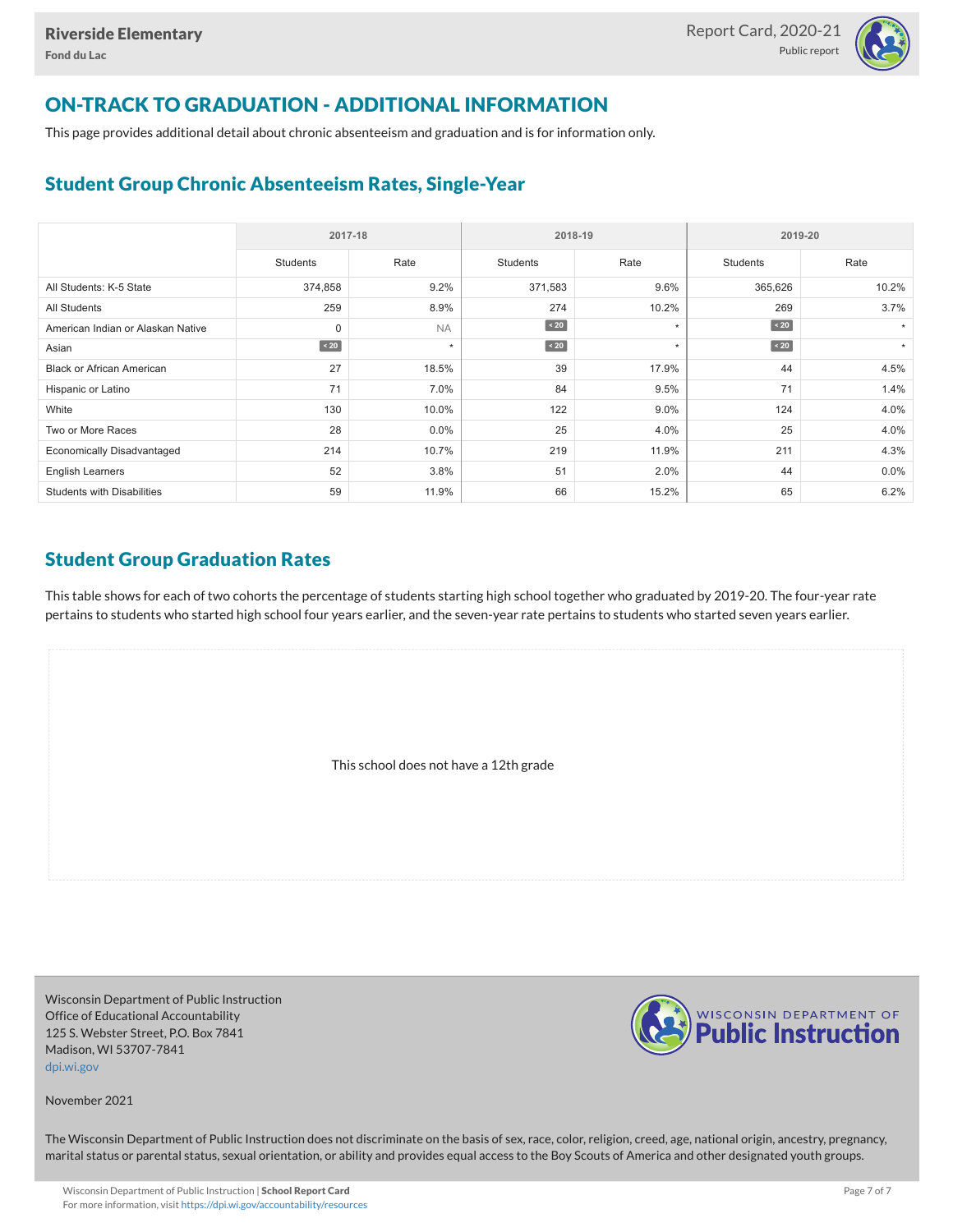Riverside Elementary

Fond du Lac

Report Card, 2020-21

Public report

# ON-TRACK TO GRADUATION - ADDITIONAL INFORMATION

This page provides additional detail about chronic absenteeism and graduation and is for information only.

## Student Group Chronic Absenteeism Rates, Single-Year

| | 2017-18 | | 2018-19 | | 2019-20 | |
|---|---|---|---|---|---|---|
| | Students | Rate | Students | Rate | Students | Rate |
| All Students: K-5 State | 374,858 | 9.2% | 371,583 | 9.6% | 365,626 | 10.2% |
| All Students | 259 | 8.9% | 274 | 10.2% | 269 | 3.7% |
| American Indian or Alaskan Native | 0 | NA | < 20 | * | < 20 | * |
| Asian | < 20 | * | < 20 | * | < 20 | * |
| Black or African American | 27 | 18.5% | 39 | 17.9% | 44 | 4.5% |
| Hispanic or Latino | 71 | 7.0% | 84 | 9.5% | 71 | 1.4% |
| White | 130 | 10.0% | 122 | 9.0% | 124 | 4.0% |
| Two or More Races | 28 | 0.0% | 25 | 4.0% | 25 | 4.0% |
| Economically Disadvantaged | 214 | 10.7% | 219 | 11.9% | 211 | 4.3% |
| English Learners | 52 | 3.8% | 51 | 2.0% | 44 | 0.0% |
| Students with Disabilities | 59 | 11.9% | 66 | 15.2% | 65 | 6.2% |

## Student Group Graduation Rates

This table shows for each of two cohorts the percentage of students starting high school together who graduated by 2019-20. The four-year rate pertains to students who started high school four years earlier, and the seven-year rate pertains to students who started seven years earlier.

This school does not have a 12th grade

Wisconsin Department of Public Instruction
Office of Educational Accountability
125 S. Webster Street, P.O. Box 7841
Madison, WI 53707-7841
dpi.wi.gov

November 2021

The Wisconsin Department of Public Instruction does not discriminate on the basis of sex, race, color, religion, creed, age, national origin, ancestry, pregnancy, marital status or parental status, sexual orientation, or ability and provides equal access to the Boy Scouts of America and other designated youth groups.